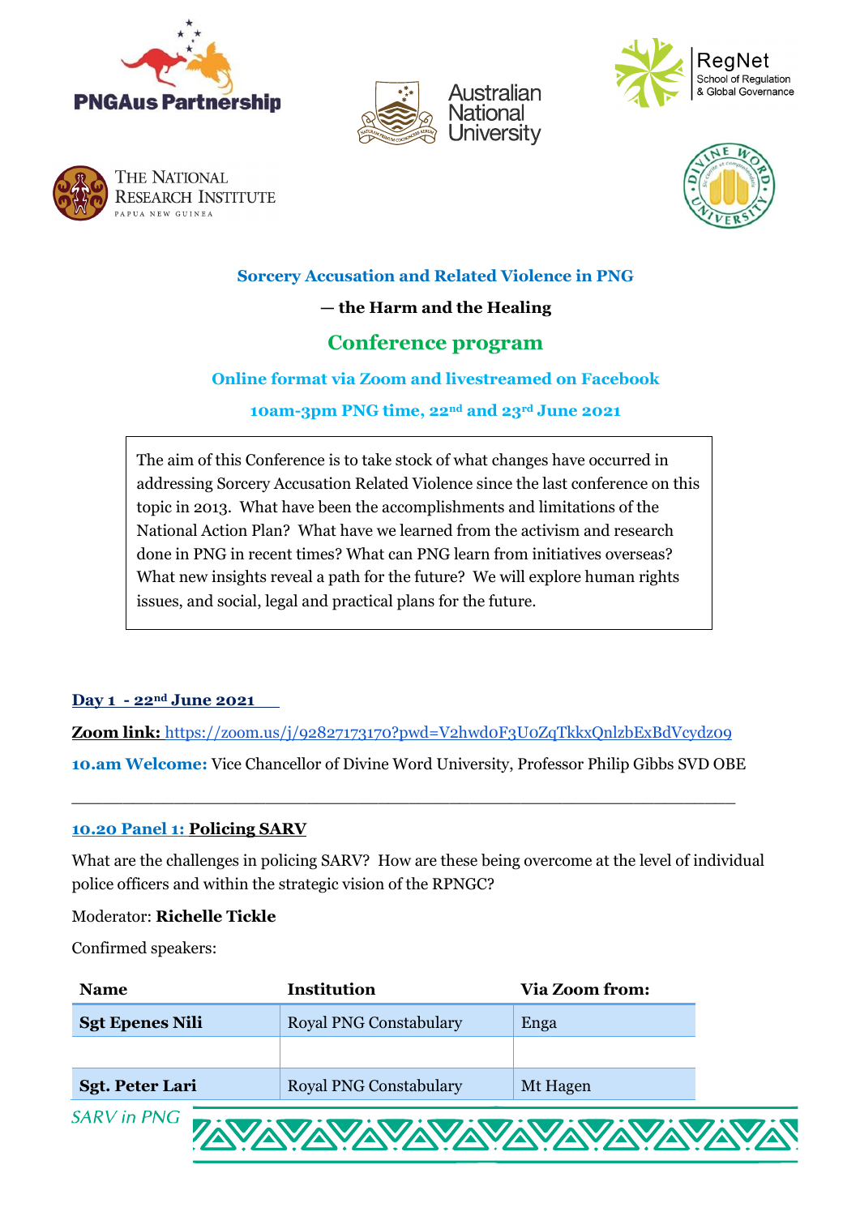# Sorcery Accusation and Related Violence in PNG

## — the Harm and the Healing

## Conference program

**Online format via Zoom and livestreamed on Facebook**

**10am-3pm PNG time, 22nd and 23rd June 2021**

> The aim of this Conference is to take stock of what changes have occurred in addressing Sorcery Accusation Related Violence since the last conference on this topic in 2013. What have been the accomplishments and limitations of the National Action Plan? What have we learned from the activism and research done in PNG in recent times? What can PNG learn from initiatives overseas? What new insights reveal a path for the future? We will explore human rights issues, and social, legal and practical plans for the future.

### Day 1 - 22nd June 2021

**Zoom link:** https://zoom.us/j/92827173170?pwd=V2hwd0F3U0ZqTkkxQnlzbExBdVcydz09

**10.am Welcome:** Vice Chancellor of Divine Word University, Professor Philip Gibbs SVD OBE

---

### 10.20 Panel 1: Policing SARV

What are the challenges in policing SARV? How are these being overcome at the level of individual police officers and within the strategic vision of the RPNGC?

Moderator: **Richelle Tickle**

Confirmed speakers:

| Name | Institution | Via Zoom from: |
|---|---|---|
| **Sgt Epenes Nili** | Royal PNG Constabulary | Enga |
| | | |
| **Sgt. Peter Lari** | Royal PNG Constabulary | Mt Hagen |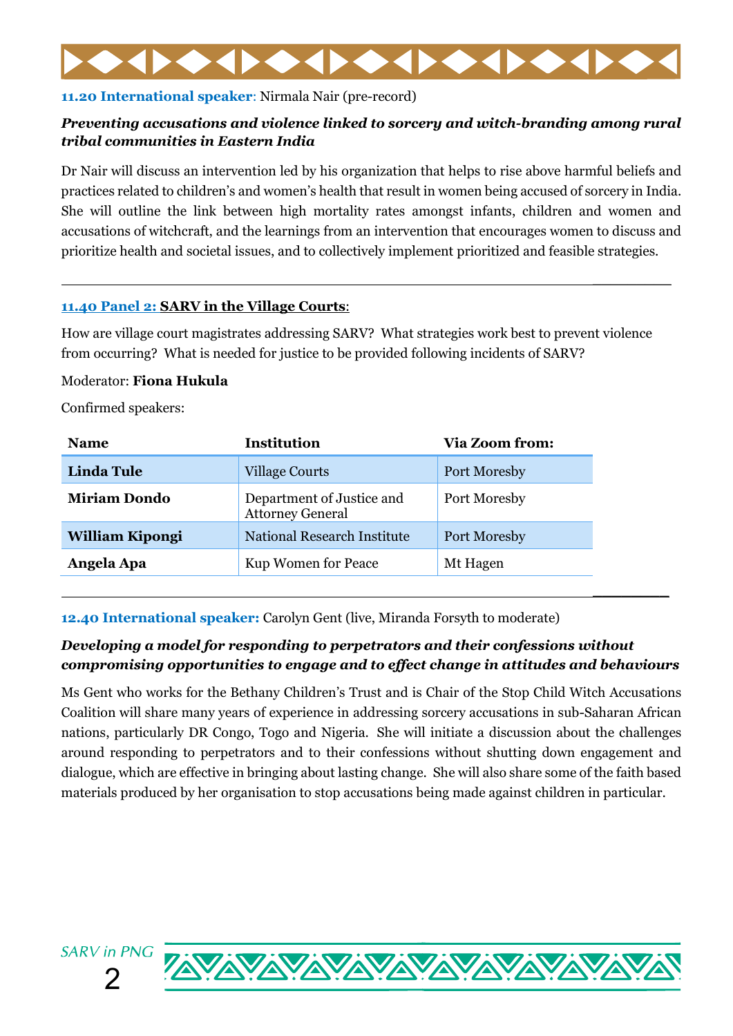**11.20 International speaker**: Nirmala Nair (pre-record)

***Preventing accusations and violence linked to sorcery and witch-branding among rural tribal communities in Eastern India***

Dr Nair will discuss an intervention led by his organization that helps to rise above harmful beliefs and practices related to children's and women's health that result in women being accused of sorcery in India. She will outline the link between high mortality rates amongst infants, children and women and accusations of witchcraft, and the learnings from an intervention that encourages women to discuss and prioritize health and societal issues, and to collectively implement prioritized and feasible strategies.

---

**11.40 Panel 2: SARV in the Village Courts**:

How are village court magistrates addressing SARV? What strategies work best to prevent violence from occurring? What is needed for justice to be provided following incidents of SARV?

Moderator: **Fiona Hukula**

Confirmed speakers:

| Name | Institution | Via Zoom from: |
|---|---|---|
| **Linda Tule** | Village Courts | Port Moresby |
| **Miriam Dondo** | Department of Justice and Attorney General | Port Moresby |
| **William Kipongi** | National Research Institute | Port Moresby |
| **Angela Apa** | Kup Women for Peace | Mt Hagen |

---

**12.40 International speaker:** Carolyn Gent (live, Miranda Forsyth to moderate)

***Developing a model for responding to perpetrators and their confessions without compromising opportunities to engage and to effect change in attitudes and behaviours***

Ms Gent who works for the Bethany Children's Trust and is Chair of the Stop Child Witch Accusations Coalition will share many years of experience in addressing sorcery accusations in sub-Saharan African nations, particularly DR Congo, Togo and Nigeria. She will initiate a discussion about the challenges around responding to perpetrators and to their confessions without shutting down engagement and dialogue, which are effective in bringing about lasting change. She will also share some of the faith based materials produced by her organisation to stop accusations being made against children in particular.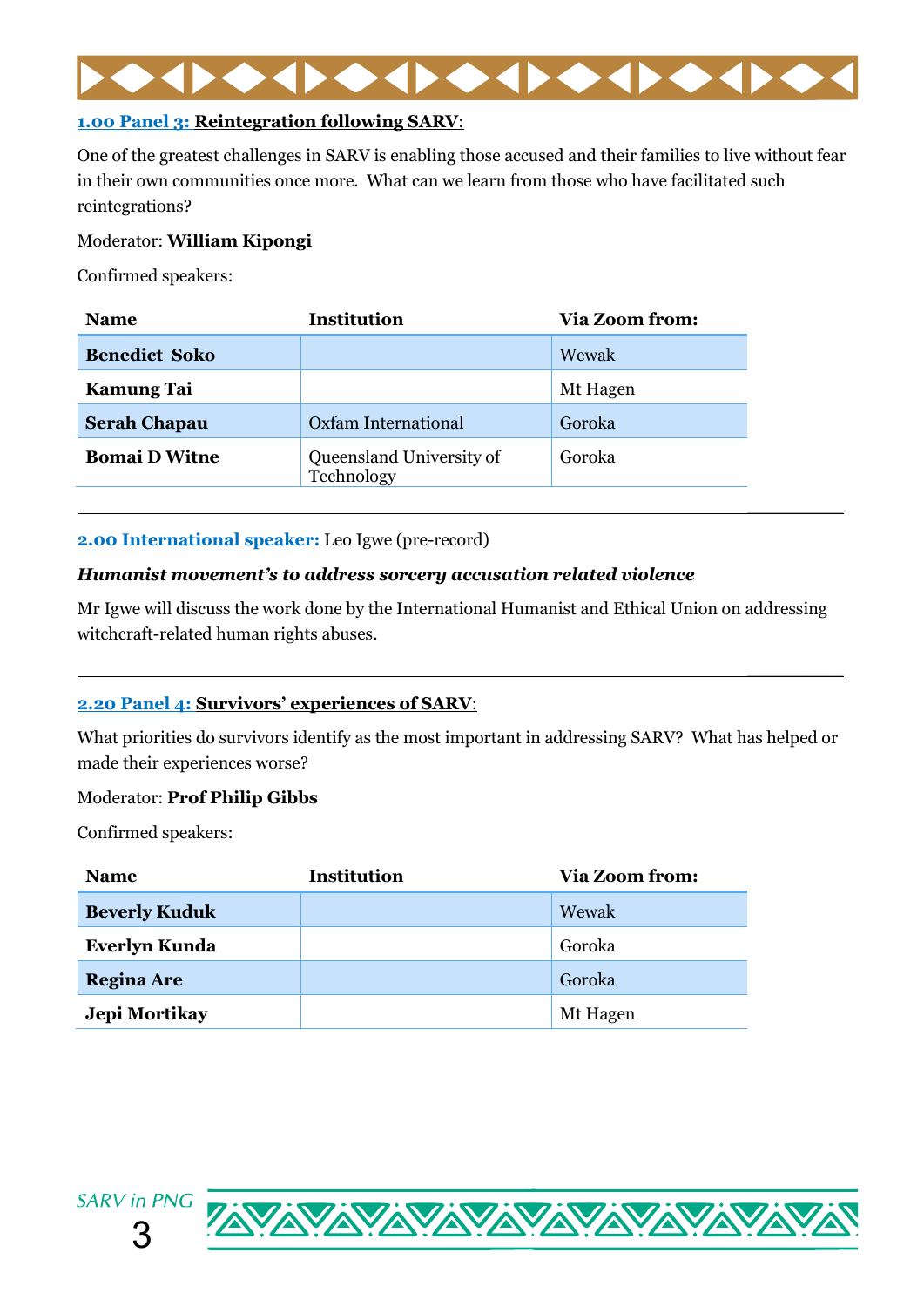### 1.00 Panel 3: Reintegration following SARV:

One of the greatest challenges in SARV is enabling those accused and their families to live without fear in their own communities once more. What can we learn from those who have facilitated such reintegrations?

Moderator: **William Kipongi**

Confirmed speakers:

| Name | Institution | Via Zoom from: |
|---|---|---|
| **Benedict Soko** | | Wewak |
| **Kamung Tai** | | Mt Hagen |
| **Serah Chapau** | Oxfam International | Goroka |
| **Bomai D Witne** | Queensland University of Technology | Goroka |

---

### 2.00 International speaker: Leo Igwe (pre-record)

***Humanist movement's to address sorcery accusation related violence***

Mr Igwe will discuss the work done by the International Humanist and Ethical Union on addressing witchcraft-related human rights abuses.

---

### 2.20 Panel 4: Survivors' experiences of SARV:

What priorities do survivors identify as the most important in addressing SARV? What has helped or made their experiences worse?

Moderator: **Prof Philip Gibbs**

Confirmed speakers:

| Name | Institution | Via Zoom from: |
|---|---|---|
| **Beverly Kuduk** | | Wewak |
| **Everlyn Kunda** | | Goroka |
| **Regina Are** | | Goroka |
| **Jepi Mortikay** | | Mt Hagen |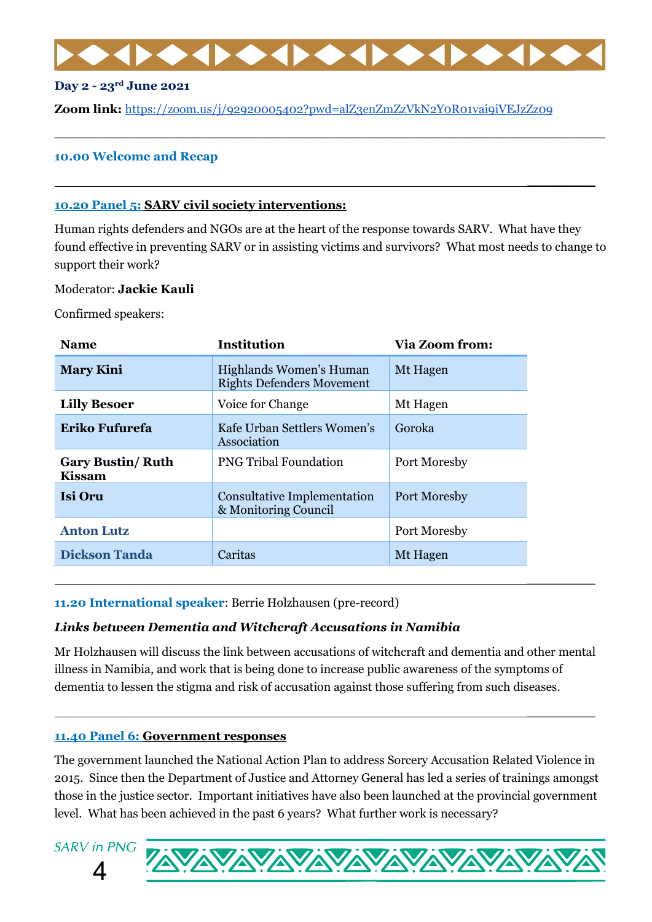**Day 2 - 23rd June 2021**

**Zoom link:** https://zoom.us/j/92920005402?pwd=alZ3enZmZzVkN2Y0R01vai9iVEJzZz09

---

**10.00 Welcome and Recap**

---

**10.20 Panel 5: SARV civil society interventions:**

Human rights defenders and NGOs are at the heart of the response towards SARV. What have they found effective in preventing SARV or in assisting victims and survivors? What most needs to change to support their work?

Moderator: **Jackie Kauli**

Confirmed speakers:

| Name | Institution | Via Zoom from: |
|---|---|---|
| **Mary Kini** | Highlands Women's Human Rights Defenders Movement | Mt Hagen |
| **Lilly Besoer** | Voice for Change | Mt Hagen |
| **Eriko Fufurefa** | Kafe Urban Settlers Women's Association | Goroka |
| **Gary Bustin/ Ruth Kissam** | PNG Tribal Foundation | Port Moresby |
| **Isi Oru** | Consultative Implementation & Monitoring Council | Port Moresby |
| **Anton Lutz** | | Port Moresby |
| **Dickson Tanda** | Caritas | Mt Hagen |

---

**11.20 International speaker**: Berrie Holzhausen (pre-record)

***Links between Dementia and Witchcraft Accusations in Namibia***

Mr Holzhausen will discuss the link between accusations of witchcraft and dementia and other mental illness in Namibia, and work that is being done to increase public awareness of the symptoms of dementia to lessen the stigma and risk of accusation against those suffering from such diseases.

---

**11.40 Panel 6: Government responses**

The government launched the National Action Plan to address Sorcery Accusation Related Violence in 2015. Since then the Department of Justice and Attorney General has led a series of trainings amongst those in the justice sector. Important initiatives have also been launched at the provincial government level. What has been achieved in the past 6 years? What further work is necessary?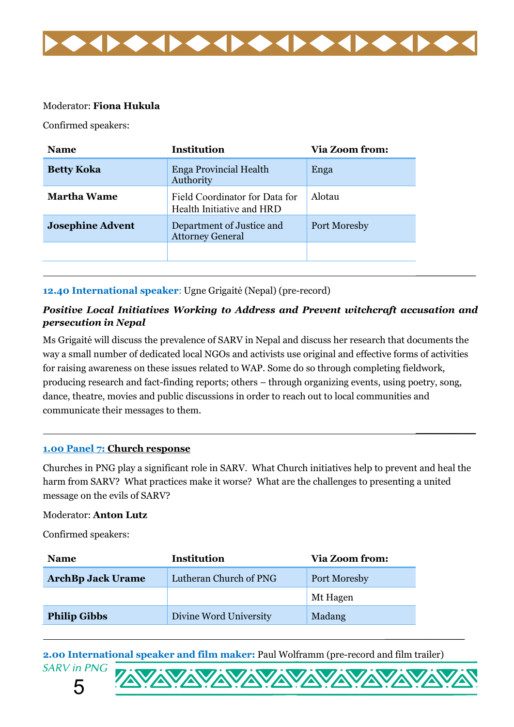Moderator: **Fiona Hukula**

Confirmed speakers:

| Name | Institution | Via Zoom from: |
|---|---|---|
| **Betty Koka** | Enga Provincial Health Authority | Enga |
| **Martha Wame** | Field Coordinator for Data for Health Initiative and HRD | Alotau |
| **Josephine Advent** | Department of Justice and Attorney General | Port Moresby |
| | | |

---

**12.40 International speaker**: Ugne Grigaitė (Nepal) (pre-record)

***Positive Local Initiatives Working to Address and Prevent witchcraft accusation and persecution in Nepal***

Ms Grigaitė will discuss the prevalence of SARV in Nepal and discuss her research that documents the way a small number of dedicated local NGOs and activists use original and effective forms of activities for raising awareness on these issues related to WAP. Some do so through completing fieldwork, producing research and fact-finding reports; others – through organizing events, using poetry, song, dance, theatre, movies and public discussions in order to reach out to local communities and communicate their messages to them.

---

**1.00 Panel 7: Church response**

Churches in PNG play a significant role in SARV. What Church initiatives help to prevent and heal the harm from SARV? What practices make it worse? What are the challenges to presenting a united message on the evils of SARV?

Moderator: **Anton Lutz**

Confirmed speakers:

| Name | Institution | Via Zoom from: |
|---|---|---|
| **ArchBp Jack Urame** | Lutheran Church of PNG | Port Moresby |
| | | Mt Hagen |
| **Philip Gibbs** | Divine Word University | Madang |

---

**2.00 International speaker and film maker:** Paul Wolframm (pre-record and film trailer)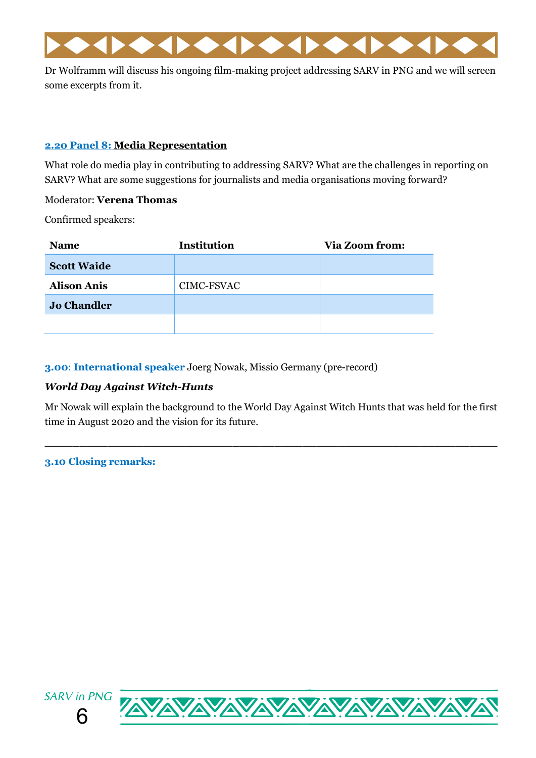Dr Wolframm will discuss his ongoing film-making project addressing SARV in PNG and we will screen some excerpts from it.

**2.20 Panel 8: Media Representation**

What role do media play in contributing to addressing SARV? What are the challenges in reporting on SARV? What are some suggestions for journalists and media organisations moving forward?

Moderator: **Verena Thomas**

Confirmed speakers:

| Name | Institution | Via Zoom from: |
|---|---|---|
| **Scott Waide** | | |
| **Alison Anis** | CIMC-FSVAC | |
| **Jo Chandler** | | |
| | | |

**3.00: International speaker** Joerg Nowak, Missio Germany (pre-record)

***World Day Against Witch-Hunts***

Mr Nowak will explain the background to the World Day Against Witch Hunts that was held for the first time in August 2020 and the vision for its future.

---

**3.10 Closing remarks:**